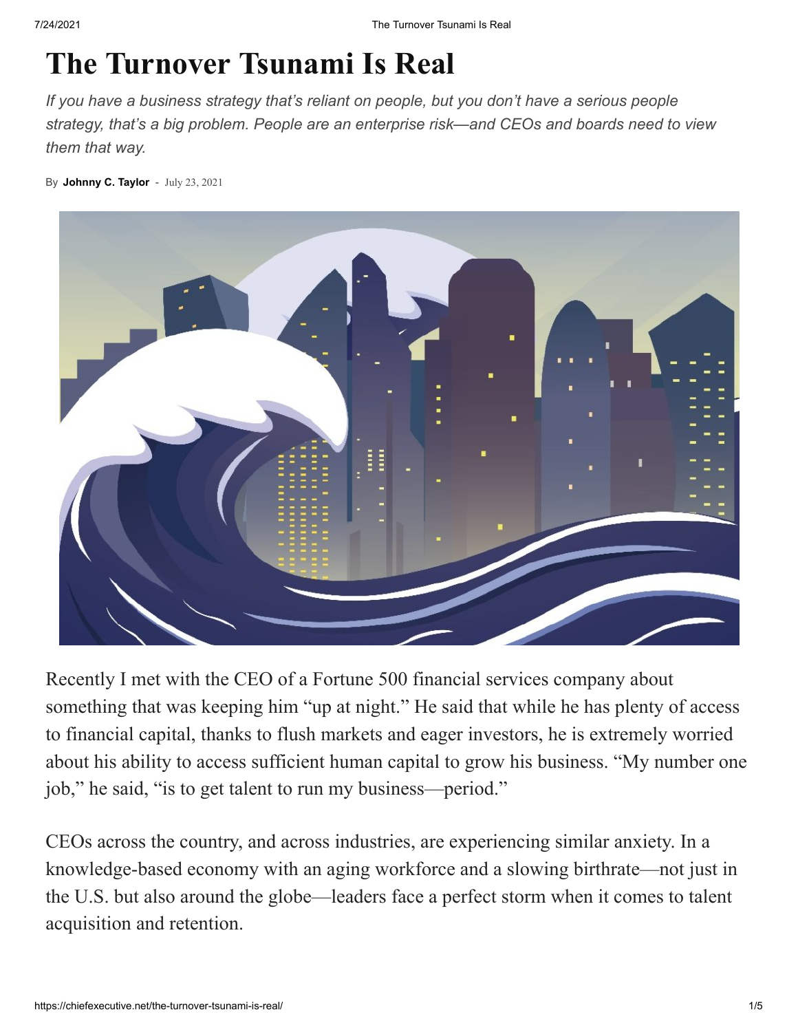# The Turnover Tsunami Is Real

*If you have a business strategy that's reliant on people, but you don't have a serious people strategy, that's a big problem. People are an enterprise risk—and CEOs and boards need to view them that way.*

By **Johnny C. Taylor** - July 23, 2021

Recently I met with the CEO of a Fortune 500 financial services company about something that was keeping him "up at night." He said that while he has plenty of access to financial capital, thanks to flush markets and eager investors, he is extremely worried about his ability to access sufficient human capital to grow his business. "My number one job," he said, "is to get talent to run my business—period."

CEOs across the country, and across industries, are experiencing similar anxiety. In a knowledge-based economy with an aging workforce and a slowing birthrate—not just in the U.S. but also around the globe—leaders face a perfect storm when it comes to talent acquisition and retention.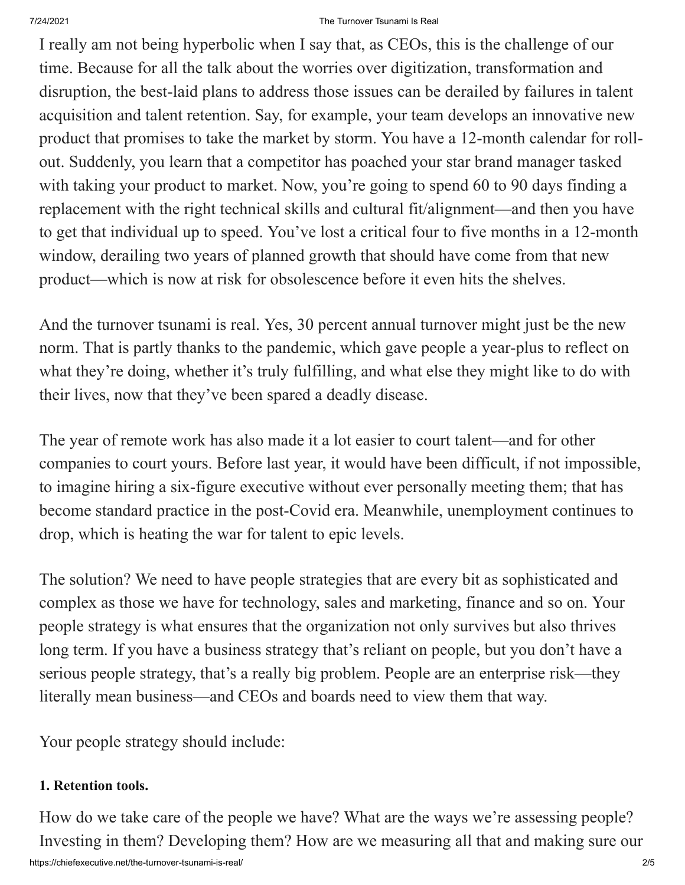I really am not being hyperbolic when I say that, as CEOs, this is the challenge of our time. Because for all the talk about the worries over digitization, transformation and disruption, the best-laid plans to address those issues can be derailed by failures in talent acquisition and talent retention. Say, for example, your team develops an innovative new product that promises to take the market by storm. You have a 12-month calendar for roll-out. Suddenly, you learn that a competitor has poached your star brand manager tasked with taking your product to market. Now, you're going to spend 60 to 90 days finding a replacement with the right technical skills and cultural fit/alignment—and then you have to get that individual up to speed. You've lost a critical four to five months in a 12-month window, derailing two years of planned growth that should have come from that new product—which is now at risk for obsolescence before it even hits the shelves.

And the turnover tsunami is real. Yes, 30 percent annual turnover might just be the new norm. That is partly thanks to the pandemic, which gave people a year-plus to reflect on what they're doing, whether it's truly fulfilling, and what else they might like to do with their lives, now that they've been spared a deadly disease.

The year of remote work has also made it a lot easier to court talent—and for other companies to court yours. Before last year, it would have been difficult, if not impossible, to imagine hiring a six-figure executive without ever personally meeting them; that has become standard practice in the post-Covid era. Meanwhile, unemployment continues to drop, which is heating the war for talent to epic levels.

The solution? We need to have people strategies that are every bit as sophisticated and complex as those we have for technology, sales and marketing, finance and so on. Your people strategy is what ensures that the organization not only survives but also thrives long term. If you have a business strategy that's reliant on people, but you don't have a serious people strategy, that's a really big problem. People are an enterprise risk—they literally mean business—and CEOs and boards need to view them that way.

Your people strategy should include:

**1. Retention tools.**

How do we take care of the people we have? What are the ways we're assessing people? Investing in them? Developing them? How are we measuring all that and making sure our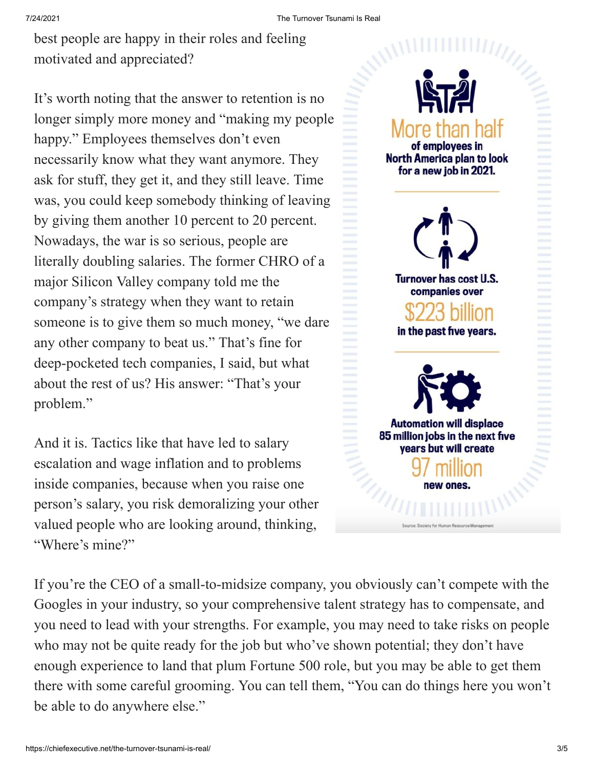best people are happy in their roles and feeling motivated and appreciated?

It's worth noting that the answer to retention is no longer simply more money and "making my people happy." Employees themselves don't even necessarily know what they want anymore. They ask for stuff, they get it, and they still leave. Time was, you could keep somebody thinking of leaving by giving them another 10 percent to 20 percent. Nowadays, the war is so serious, people are literally doubling salaries. The former CHRO of a major Silicon Valley company told me the company's strategy when they want to retain someone is to give them so much money, "we dare any other company to beat us." That's fine for deep-pocketed tech companies, I said, but what about the rest of us? His answer: "That's your problem."

And it is. Tactics like that have led to salary escalation and wage inflation and to problems inside companies, because when you raise one person's salary, you risk demoralizing your other valued people who are looking around, thinking, "Where's mine?"

**More than half** of employees in North America plan to look for a new job in 2021.

Turnover has cost U.S. companies over **$223 billion** in the past five years.

Automation will displace 85 million jobs in the next five years but will create **97 million** new ones.

Source: Society for Human Resource Management

If you're the CEO of a small-to-midsize company, you obviously can't compete with the Googles in your industry, so your comprehensive talent strategy has to compensate, and you need to lead with your strengths. For example, you may need to take risks on people who may not be quite ready for the job but who've shown potential; they don't have enough experience to land that plum Fortune 500 role, but you may be able to get them there with some careful grooming. You can tell them, "You can do things here you won't be able to do anywhere else."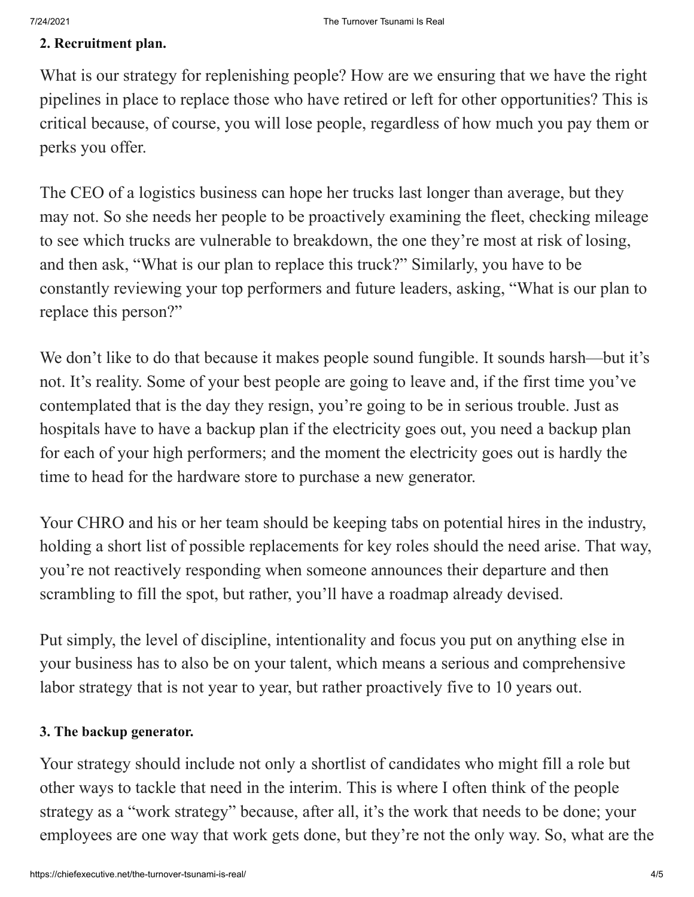**2. Recruitment plan.**

What is our strategy for replenishing people? How are we ensuring that we have the right pipelines in place to replace those who have retired or left for other opportunities? This is critical because, of course, you will lose people, regardless of how much you pay them or perks you offer.

The CEO of a logistics business can hope her trucks last longer than average, but they may not. So she needs her people to be proactively examining the fleet, checking mileage to see which trucks are vulnerable to breakdown, the one they're most at risk of losing, and then ask, "What is our plan to replace this truck?" Similarly, you have to be constantly reviewing your top performers and future leaders, asking, "What is our plan to replace this person?"

We don't like to do that because it makes people sound fungible. It sounds harsh—but it's not. It's reality. Some of your best people are going to leave and, if the first time you've contemplated that is the day they resign, you're going to be in serious trouble. Just as hospitals have to have a backup plan if the electricity goes out, you need a backup plan for each of your high performers; and the moment the electricity goes out is hardly the time to head for the hardware store to purchase a new generator.

Your CHRO and his or her team should be keeping tabs on potential hires in the industry, holding a short list of possible replacements for key roles should the need arise. That way, you're not reactively responding when someone announces their departure and then scrambling to fill the spot, but rather, you'll have a roadmap already devised.

Put simply, the level of discipline, intentionality and focus you put on anything else in your business has to also be on your talent, which means a serious and comprehensive labor strategy that is not year to year, but rather proactively five to 10 years out.

**3. The backup generator.**

Your strategy should include not only a shortlist of candidates who might fill a role but other ways to tackle that need in the interim. This is where I often think of the people strategy as a "work strategy" because, after all, it's the work that needs to be done; your employees are one way that work gets done, but they're not the only way. So, what are the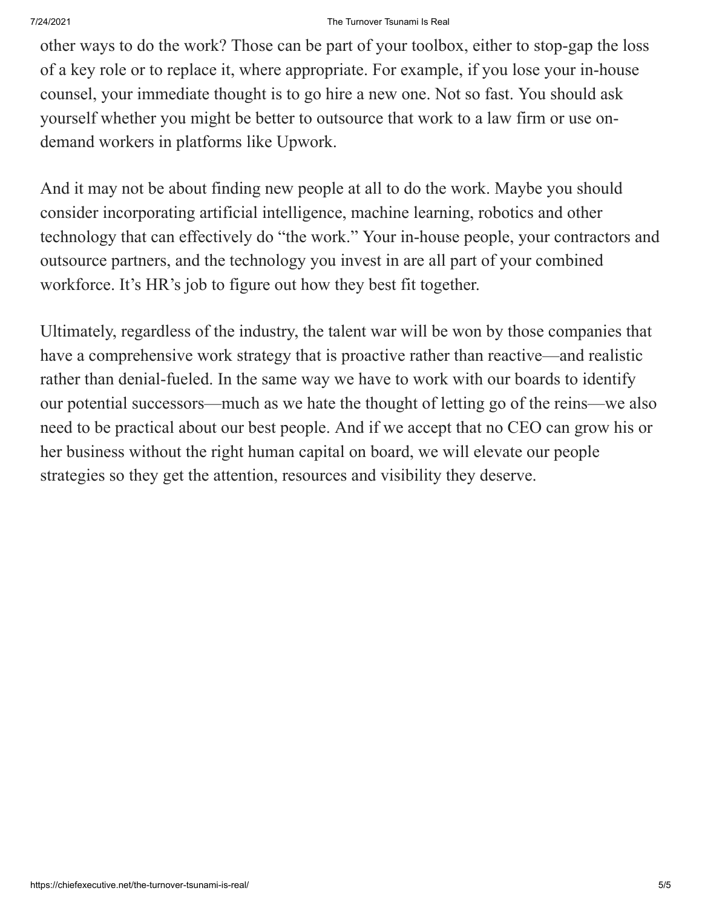other ways to do the work? Those can be part of your toolbox, either to stop-gap the loss of a key role or to replace it, where appropriate. For example, if you lose your in-house counsel, your immediate thought is to go hire a new one. Not so fast. You should ask yourself whether you might be better to outsource that work to a law firm or use on-demand workers in platforms like Upwork.

And it may not be about finding new people at all to do the work. Maybe you should consider incorporating artificial intelligence, machine learning, robotics and other technology that can effectively do "the work." Your in-house people, your contractors and outsource partners, and the technology you invest in are all part of your combined workforce. It's HR's job to figure out how they best fit together.

Ultimately, regardless of the industry, the talent war will be won by those companies that have a comprehensive work strategy that is proactive rather than reactive—and realistic rather than denial-fueled. In the same way we have to work with our boards to identify our potential successors—much as we hate the thought of letting go of the reins—we also need to be practical about our best people. And if we accept that no CEO can grow his or her business without the right human capital on board, we will elevate our people strategies so they get the attention, resources and visibility they deserve.